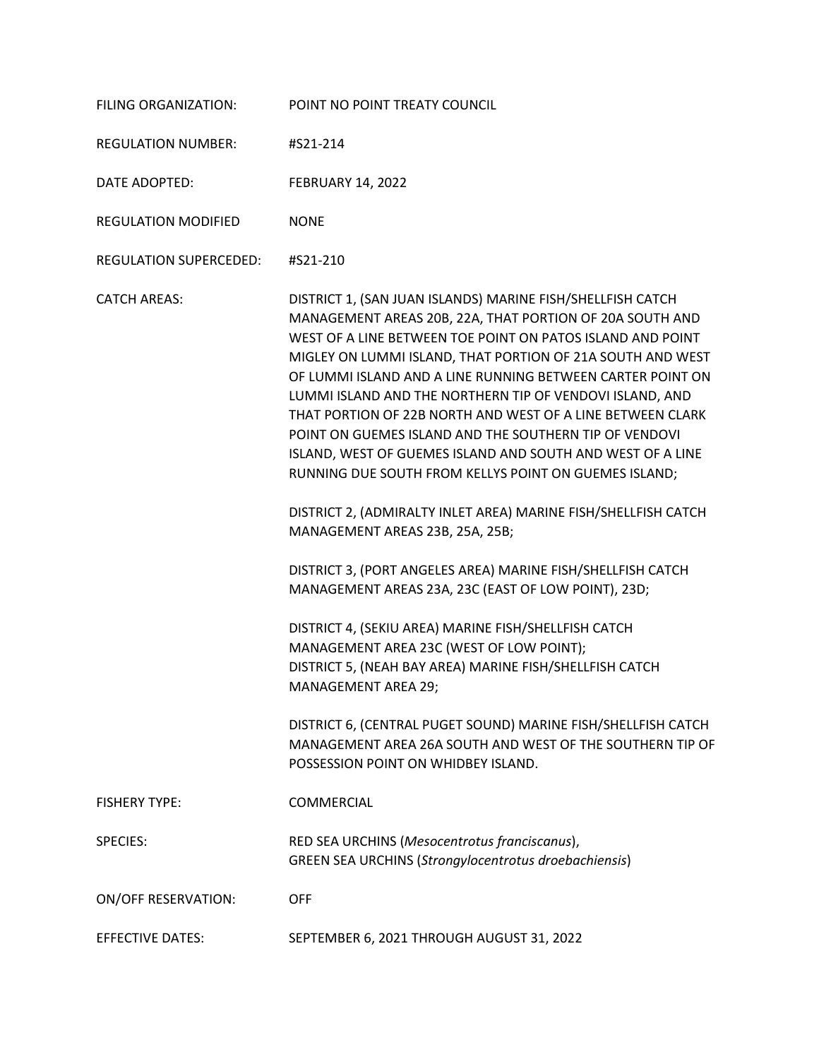FILING ORGANIZATION: POINT NO POINT TREATY COUNCIL

REGULATION NUMBER: #S21-214

DATE ADOPTED: FEBRUARY 14, 2022

REGULATION MODIFIED NONE

REGULATION SUPERCEDED: #S21-210

CATCH AREAS: DISTRICT 1, (SAN JUAN ISLANDS) MARINE FISH/SHELLFISH CATCH MANAGEMENT AREAS 20B, 22A, THAT PORTION OF 20A SOUTH AND WEST OF A LINE BETWEEN TOE POINT ON PATOS ISLAND AND POINT MIGLEY ON LUMMI ISLAND, THAT PORTION OF 21A SOUTH AND WEST OF LUMMI ISLAND AND A LINE RUNNING BETWEEN CARTER POINT ON LUMMI ISLAND AND THE NORTHERN TIP OF VENDOVI ISLAND, AND THAT PORTION OF 22B NORTH AND WEST OF A LINE BETWEEN CLARK POINT ON GUEMES ISLAND AND THE SOUTHERN TIP OF VENDOVI ISLAND, WEST OF GUEMES ISLAND AND SOUTH AND WEST OF A LINE RUNNING DUE SOUTH FROM KELLYS POINT ON GUEMES ISLAND;

DISTRICT 2, (ADMIRALTY INLET AREA) MARINE FISH/SHELLFISH CATCH MANAGEMENT AREAS 23B, 25A, 25B;

DISTRICT 3, (PORT ANGELES AREA) MARINE FISH/SHELLFISH CATCH MANAGEMENT AREAS 23A, 23C (EAST OF LOW POINT), 23D;

DISTRICT 4, (SEKIU AREA) MARINE FISH/SHELLFISH CATCH MANAGEMENT AREA 23C (WEST OF LOW POINT);
DISTRICT 5, (NEAH BAY AREA) MARINE FISH/SHELLFISH CATCH MANAGEMENT AREA 29;

DISTRICT 6, (CENTRAL PUGET SOUND) MARINE FISH/SHELLFISH CATCH MANAGEMENT AREA 26A SOUTH AND WEST OF THE SOUTHERN TIP OF POSSESSION POINT ON WHIDBEY ISLAND.

FISHERY TYPE: COMMERCIAL

SPECIES: RED SEA URCHINS (*Mesocentrotus franciscanus*),
GREEN SEA URCHINS (*Strongylocentrotus droebachiensis*)

ON/OFF RESERVATION: OFF

EFFECTIVE DATES: SEPTEMBER 6, 2021 THROUGH AUGUST 31, 2022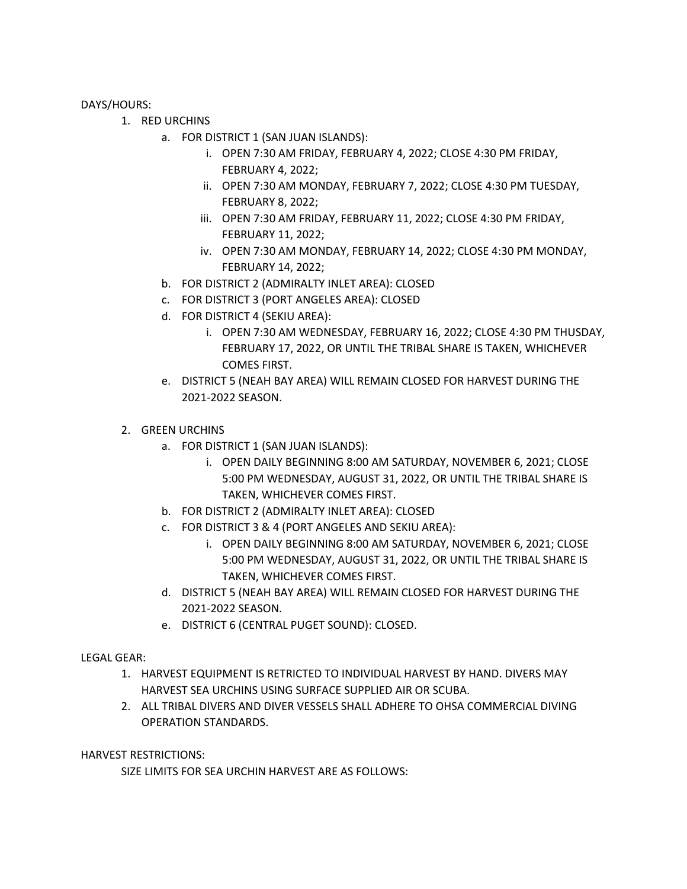DAYS/HOURS:

1. RED URCHINS
   a. FOR DISTRICT 1 (SAN JUAN ISLANDS):
      i. OPEN 7:30 AM FRIDAY, FEBRUARY 4, 2022; CLOSE 4:30 PM FRIDAY, FEBRUARY 4, 2022;
      ii. OPEN 7:30 AM MONDAY, FEBRUARY 7, 2022; CLOSE 4:30 PM TUESDAY, FEBRUARY 8, 2022;
      iii. OPEN 7:30 AM FRIDAY, FEBRUARY 11, 2022; CLOSE 4:30 PM FRIDAY, FEBRUARY 11, 2022;
      iv. OPEN 7:30 AM MONDAY, FEBRUARY 14, 2022; CLOSE 4:30 PM MONDAY, FEBRUARY 14, 2022;
   b. FOR DISTRICT 2 (ADMIRALTY INLET AREA): CLOSED
   c. FOR DISTRICT 3 (PORT ANGELES AREA): CLOSED
   d. FOR DISTRICT 4 (SEKIU AREA):
      i. OPEN 7:30 AM WEDNESDAY, FEBRUARY 16, 2022; CLOSE 4:30 PM THUSDAY, FEBRUARY 17, 2022, OR UNTIL THE TRIBAL SHARE IS TAKEN, WHICHEVER COMES FIRST.
   e. DISTRICT 5 (NEAH BAY AREA) WILL REMAIN CLOSED FOR HARVEST DURING THE 2021-2022 SEASON.

2. GREEN URCHINS
   a. FOR DISTRICT 1 (SAN JUAN ISLANDS):
      i. OPEN DAILY BEGINNING 8:00 AM SATURDAY, NOVEMBER 6, 2021; CLOSE 5:00 PM WEDNESDAY, AUGUST 31, 2022, OR UNTIL THE TRIBAL SHARE IS TAKEN, WHICHEVER COMES FIRST.
   b. FOR DISTRICT 2 (ADMIRALTY INLET AREA): CLOSED
   c. FOR DISTRICT 3 & 4 (PORT ANGELES AND SEKIU AREA):
      i. OPEN DAILY BEGINNING 8:00 AM SATURDAY, NOVEMBER 6, 2021; CLOSE 5:00 PM WEDNESDAY, AUGUST 31, 2022, OR UNTIL THE TRIBAL SHARE IS TAKEN, WHICHEVER COMES FIRST.
   d. DISTRICT 5 (NEAH BAY AREA) WILL REMAIN CLOSED FOR HARVEST DURING THE 2021-2022 SEASON.
   e. DISTRICT 6 (CENTRAL PUGET SOUND): CLOSED.

LEGAL GEAR:

1. HARVEST EQUIPMENT IS RETRICTED TO INDIVIDUAL HARVEST BY HAND. DIVERS MAY HARVEST SEA URCHINS USING SURFACE SUPPLIED AIR OR SCUBA.
2. ALL TRIBAL DIVERS AND DIVER VESSELS SHALL ADHERE TO OHSA COMMERCIAL DIVING OPERATION STANDARDS.

HARVEST RESTRICTIONS:

SIZE LIMITS FOR SEA URCHIN HARVEST ARE AS FOLLOWS: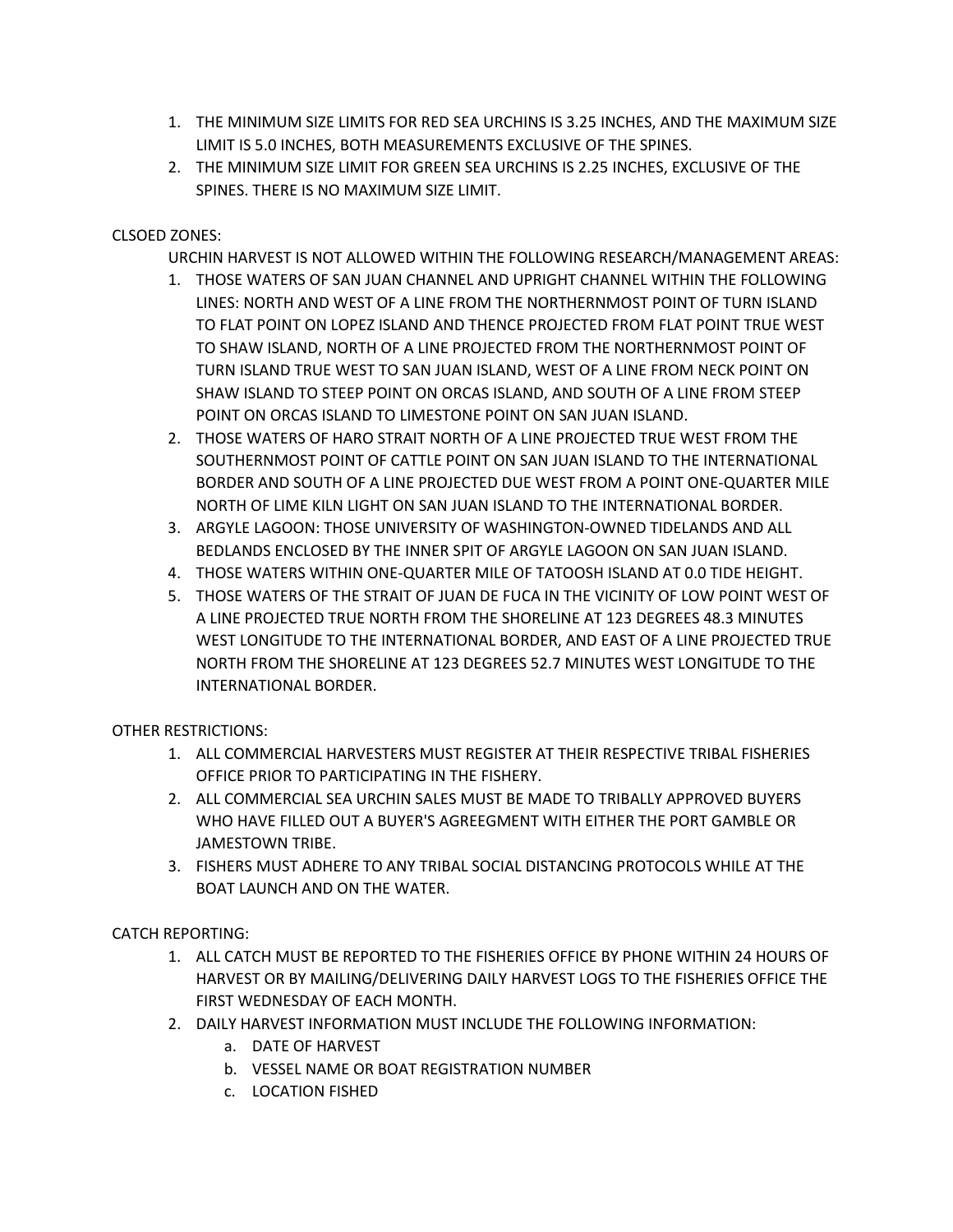1. THE MINIMUM SIZE LIMITS FOR RED SEA URCHINS IS 3.25 INCHES, AND THE MAXIMUM SIZE LIMIT IS 5.0 INCHES, BOTH MEASUREMENTS EXCLUSIVE OF THE SPINES.
2. THE MINIMUM SIZE LIMIT FOR GREEN SEA URCHINS IS 2.25 INCHES, EXCLUSIVE OF THE SPINES. THERE IS NO MAXIMUM SIZE LIMIT.

CLSOED ZONES:

URCHIN HARVEST IS NOT ALLOWED WITHIN THE FOLLOWING RESEARCH/MANAGEMENT AREAS:

1. THOSE WATERS OF SAN JUAN CHANNEL AND UPRIGHT CHANNEL WITHIN THE FOLLOWING LINES: NORTH AND WEST OF A LINE FROM THE NORTHERNMOST POINT OF TURN ISLAND TO FLAT POINT ON LOPEZ ISLAND AND THENCE PROJECTED FROM FLAT POINT TRUE WEST TO SHAW ISLAND, NORTH OF A LINE PROJECTED FROM THE NORTHERNMOST POINT OF TURN ISLAND TRUE WEST TO SAN JUAN ISLAND, WEST OF A LINE FROM NECK POINT ON SHAW ISLAND TO STEEP POINT ON ORCAS ISLAND, AND SOUTH OF A LINE FROM STEEP POINT ON ORCAS ISLAND TO LIMESTONE POINT ON SAN JUAN ISLAND.
2. THOSE WATERS OF HARO STRAIT NORTH OF A LINE PROJECTED TRUE WEST FROM THE SOUTHERNMOST POINT OF CATTLE POINT ON SAN JUAN ISLAND TO THE INTERNATIONAL BORDER AND SOUTH OF A LINE PROJECTED DUE WEST FROM A POINT ONE-QUARTER MILE NORTH OF LIME KILN LIGHT ON SAN JUAN ISLAND TO THE INTERNATIONAL BORDER.
3. ARGYLE LAGOON: THOSE UNIVERSITY OF WASHINGTON-OWNED TIDELANDS AND ALL BEDLANDS ENCLOSED BY THE INNER SPIT OF ARGYLE LAGOON ON SAN JUAN ISLAND.
4. THOSE WATERS WITHIN ONE-QUARTER MILE OF TATOOSH ISLAND AT 0.0 TIDE HEIGHT.
5. THOSE WATERS OF THE STRAIT OF JUAN DE FUCA IN THE VICINITY OF LOW POINT WEST OF A LINE PROJECTED TRUE NORTH FROM THE SHORELINE AT 123 DEGREES 48.3 MINUTES WEST LONGITUDE TO THE INTERNATIONAL BORDER, AND EAST OF A LINE PROJECTED TRUE NORTH FROM THE SHORELINE AT 123 DEGREES 52.7 MINUTES WEST LONGITUDE TO THE INTERNATIONAL BORDER.

OTHER RESTRICTIONS:

1. ALL COMMERCIAL HARVESTERS MUST REGISTER AT THEIR RESPECTIVE TRIBAL FISHERIES OFFICE PRIOR TO PARTICIPATING IN THE FISHERY.
2. ALL COMMERCIAL SEA URCHIN SALES MUST BE MADE TO TRIBALLY APPROVED BUYERS WHO HAVE FILLED OUT A BUYER'S AGREEGMENT WITH EITHER THE PORT GAMBLE OR JAMESTOWN TRIBE.
3. FISHERS MUST ADHERE TO ANY TRIBAL SOCIAL DISTANCING PROTOCOLS WHILE AT THE BOAT LAUNCH AND ON THE WATER.

CATCH REPORTING:

1. ALL CATCH MUST BE REPORTED TO THE FISHERIES OFFICE BY PHONE WITHIN 24 HOURS OF HARVEST OR BY MAILING/DELIVERING DAILY HARVEST LOGS TO THE FISHERIES OFFICE THE FIRST WEDNESDAY OF EACH MONTH.
2. DAILY HARVEST INFORMATION MUST INCLUDE THE FOLLOWING INFORMATION:
   a. DATE OF HARVEST
   b. VESSEL NAME OR BOAT REGISTRATION NUMBER
   c. LOCATION FISHED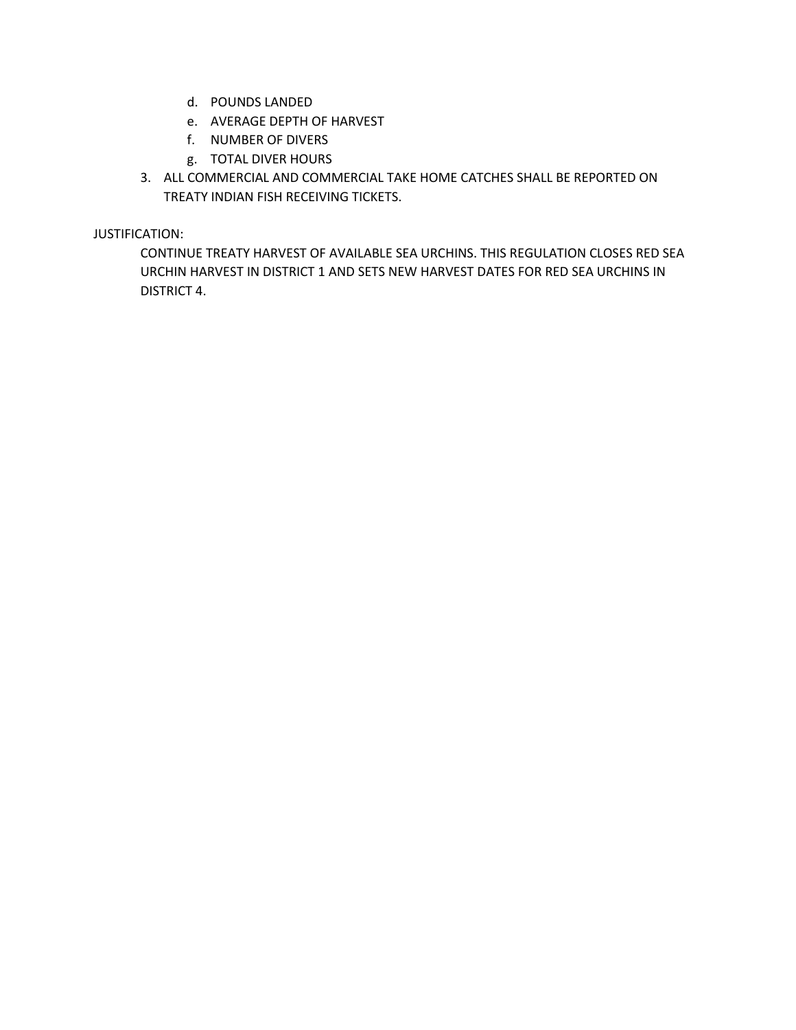d. POUNDS LANDED
e. AVERAGE DEPTH OF HARVEST
f. NUMBER OF DIVERS
g. TOTAL DIVER HOURS

3. ALL COMMERCIAL AND COMMERCIAL TAKE HOME CATCHES SHALL BE REPORTED ON TREATY INDIAN FISH RECEIVING TICKETS.

JUSTIFICATION:

CONTINUE TREATY HARVEST OF AVAILABLE SEA URCHINS. THIS REGULATION CLOSES RED SEA URCHIN HARVEST IN DISTRICT 1 AND SETS NEW HARVEST DATES FOR RED SEA URCHINS IN DISTRICT 4.